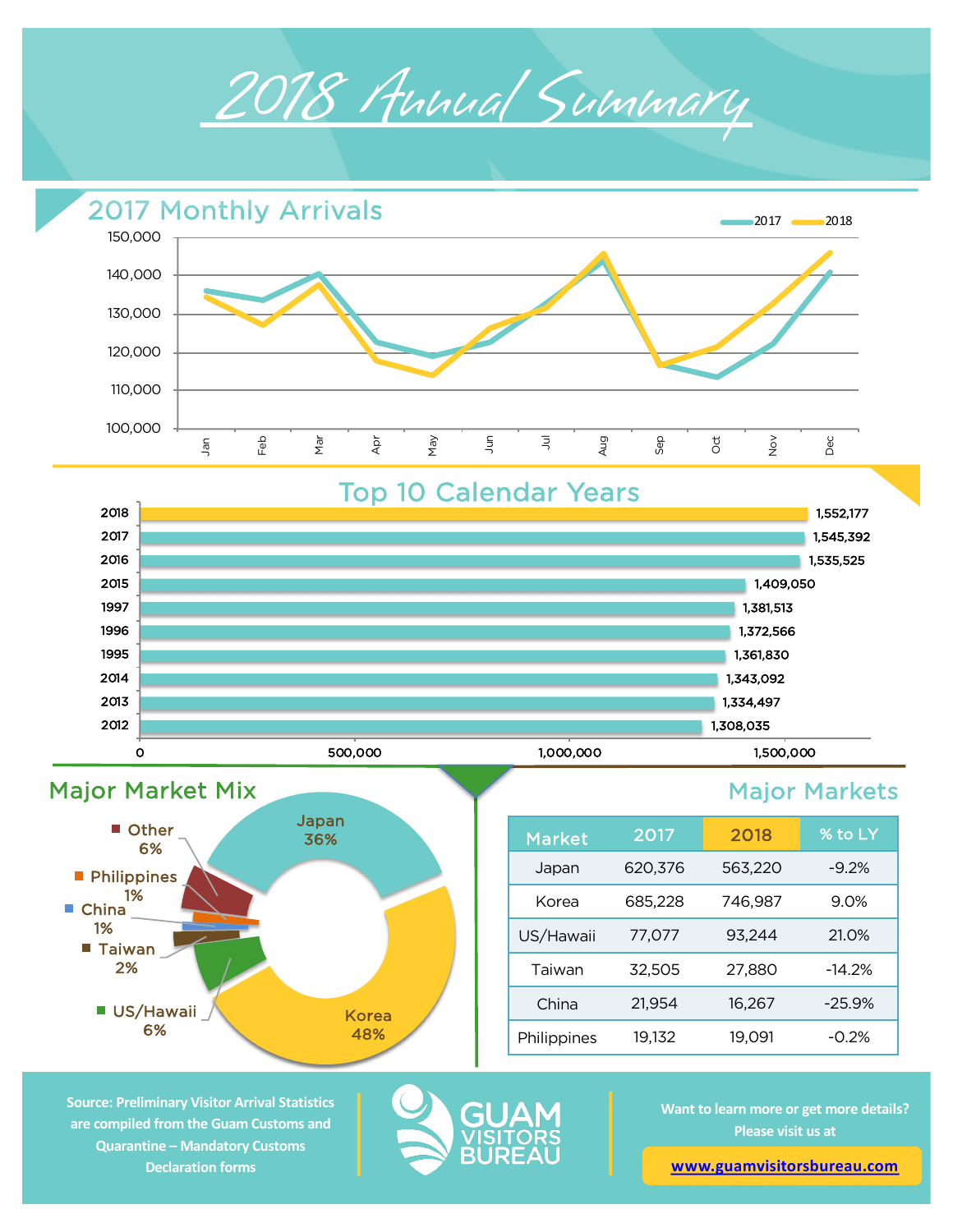# 2018 Annual Summary

## 2017 Monthly Arrivals

2017 — 2018

## Top 10 Calendar Years

| Year | Arrivals |
|---|---|
| 2018 | 1,552,177 |
| 2017 | 1,545,392 |
| 2016 | 1,535,525 |
| 2015 | 1,409,050 |
| 1997 | 1,381,513 |
| 1996 | 1,372,566 |
| 1995 | 1,361,830 |
| 2014 | 1,343,092 |
| 2013 | 1,334,497 |
| 2012 | 1,308,035 |

## Major Market Mix

| Market | Share |
|---|---|
| Korea | 48% |
| Japan | 36% |
| US/Hawaii | 6% |
| Other | 6% |
| Taiwan | 2% |
| China | 1% |
| Philippines | 1% |

## Major Markets

| Market | 2017 | 2018 | % to LY |
|---|---|---|---|
| Japan | 620,376 | 563,220 | -9.2% |
| Korea | 685,228 | 746,987 | 9.0% |
| US/Hawaii | 77,077 | 93,244 | 21.0% |
| Taiwan | 32,505 | 27,880 | -14.2% |
| China | 21,954 | 16,267 | -25.9% |
| Philippines | 19,132 | 19,091 | -0.2% |

**Source: Preliminary Visitor Arrival Statistics are compiled from the Guam Customs and Quarantine – Mandatory Customs Declaration forms**

GUAM VISITORS BUREAU

**Want to learn more or get more details? Please visit us at**

**www.guamvisitorsbureau.com**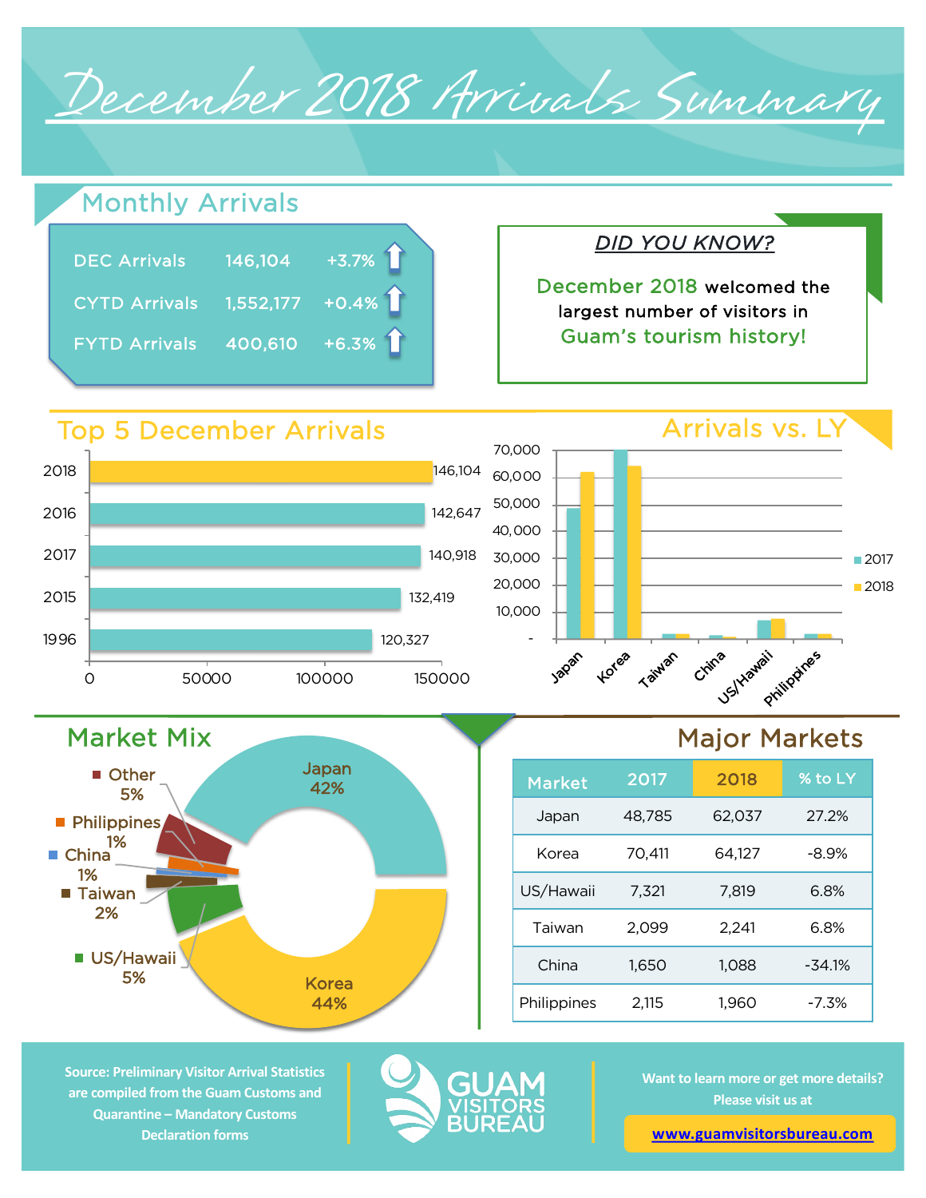# December 2018 Arrivals Summary

## Monthly Arrivals

| | | |
|---|---|---|
| DEC Arrivals | 146,104 | +3.7% ↑ |
| CYTD Arrivals | 1,552,177 | +0.4% ↑ |
| FYTD Arrivals | 400,610 | +6.3% ↑ |

### *DID YOU KNOW?*

December 2018 welcomed the largest number of visitors in Guam's tourism history!

## Top 5 December Arrivals

| Year | Arrivals |
|---|---|
| 2018 | 146,104 |
| 2016 | 142,647 |
| 2017 | 140,918 |
| 2015 | 132,419 |
| 1996 | 120,327 |

## Arrivals vs. LY

## Market Mix

| Market | Share |
|---|---|
| Japan | 42% |
| Korea | 44% |
| US/Hawaii | 5% |
| Taiwan | 2% |
| China | 1% |
| Philippines | 1% |
| Other | 5% |

## Major Markets

| Market | 2017 | 2018 | % to LY |
|---|---|---|---|
| Japan | 48,785 | 62,037 | 27.2% |
| Korea | 70,411 | 64,127 | -8.9% |
| US/Hawaii | 7,321 | 7,819 | 6.8% |
| Taiwan | 2,099 | 2,241 | 6.8% |
| China | 1,650 | 1,088 | -34.1% |
| Philippines | 2,115 | 1,960 | -7.3% |

Source: Preliminary Visitor Arrival Statistics are compiled from the Guam Customs and Quarantine – Mandatory Customs Declaration forms

GUAM VISITORS BUREAU

Want to learn more or get more details? Please visit us at

www.guamvisitorsbureau.com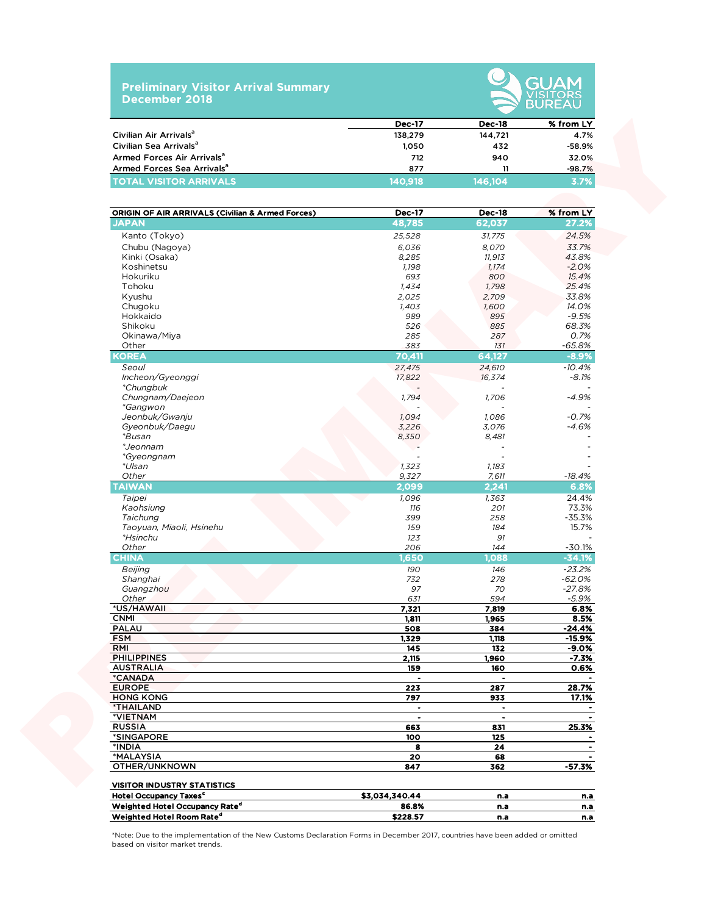## Preliminary Visitor Arrival Summary
## December 2018

GUAM VISITORS BUREAU

| | Dec-17 | Dec-18 | % from LY |
|---|---|---|---|
| Civilian Air Arrivals[a] | 138,279 | 144,721 | 4.7% |
| Civilian Sea Arrivals[a] | 1,050 | 432 | -58.9% |
| Armed Forces Air Arrivals[a] | 712 | 940 | 32.0% |
| Armed Forces Sea Arrivals[a] | 877 | 11 | -98.7% |
| **TOTAL VISITOR ARRIVALS** | **140,918** | **146,104** | **3.7%** |

| ORIGIN OF AIR ARRIVALS (Civilian & Armed Forces) | Dec-17 | Dec-18 | % from LY |
|---|---|---|---|
| **JAPAN** | **48,785** | **62,037** | **27.2%** |
| Kanto (Tokyo) | *25,528* | *31,775* | *24.5%* |
| Chubu (Nagoya) | *6,036* | *8,070* | *33.7%* |
| Kinki (Osaka) | *8,285* | *11,913* | *43.8%* |
| Koshinetsu | *1,198* | *1,174* | *-2.0%* |
| Hokuriku | *693* | *800* | *15.4%* |
| Tohoku | *1,434* | *1,798* | *25.4%* |
| Kyushu | *2,025* | *2,709* | *33.8%* |
| Chugoku | *1,403* | *1,600* | *14.0%* |
| Hokkaido | *989* | *895* | *-9.5%* |
| Shikoku | *526* | *885* | *68.3%* |
| Okinawa/Miya | *285* | *287* | *0.7%* |
| Other | *383* | *131* | *-65.8%* |
| **KOREA** | **70,411** | **64,127** | **-8.9%** |
| *Seoul* | *27,475* | *24,610* | -10.4% |
| *Incheon/Gyeonggi* | *17,822* | *16,374* | -8.1% |
| **Chungbuk* | - | - | - |
| *Chungnam/Daejeon* | *1,794* | *1,706* | -4.9% |
| **Gangwon* | - | - | - |
| *Jeonbuk/Gwanju* | *1,094* | *1,086* | -0.7% |
| *Gyeonbuk/Daegu* | *3,226* | *3,076* | -4.6% |
| **Busan* | *8,350* | *8,481* | - |
| **Jeonnam* | - | - | - |
| **Gyeongnam* | - | - | - |
| **Ulsan* | *1,323* | *1,183* | - |
| *Other* | *9,327* | *7,611* | -18.4% |
| **TAIWAN** | **2,099** | **2,241** | **6.8%** |
| *Taipei* | *1,096* | *1,363* | 24.4% |
| *Kaohsiung* | *116* | *201* | 73.3% |
| *Taichung* | *399* | *258* | -35.3% |
| *Taoyuan, Miaoli, Hsinehu* | *159* | *184* | 15.7% |
| **Hsinchu* | *123* | *91* | - |
| *Other* | *206* | *144* | -30.1% |
| **CHINA** | **1,650** | **1,088** | **-34.1%** |
| *Beijing* | *190* | *146* | *-23.2%* |
| *Shanghai* | *732* | *278* | *-62.0%* |
| *Guangzhou* | *97* | *70* | *-27.8%* |
| *Other* | *631* | *594* | *-5.9%* |
| *US/HAWAII | **7,321** | **7,819** | **6.8%** |
| CNMI | **1,811** | **1,965** | **8.5%** |
| PALAU | **508** | **384** | **-24.4%** |
| FSM | **1,329** | **1,118** | **-15.9%** |
| RMI | **145** | **132** | **-9.0%** |
| PHILIPPINES | **2,115** | **1,960** | **-7.3%** |
| AUSTRALIA | **159** | **160** | **0.6%** |
| *CANADA | - | - | - |
| EUROPE | **223** | **287** | **28.7%** |
| HONG KONG | **797** | **933** | **17.1%** |
| *THAILAND | - | - | - |
| *VIETNAM | - | - | - |
| RUSSIA | **663** | **831** | **25.3%** |
| *SINGAPORE | **100** | **125** | - |
| *INDIA | **8** | **24** | - |
| *MALAYSIA | **20** | **68** | - |
| OTHER/UNKNOWN | **847** | **362** | **-57.3%** |

| VISITOR INDUSTRY STATISTICS | | | |
|---|---|---|---|
| Hotel Occupancy Taxes[c] | $3,034,340.44 | n.a | n.a |
| Weighted Hotel Occupancy Rate[d] | 86.8% | n.a | n.a |
| Weighted Hotel Room Rate[d] | $228.57 | n.a | n.a |

*Note: Due to the implementation of the New Customs Declaration Forms in December 2017, countries have been added or omitted based on visitor market trends.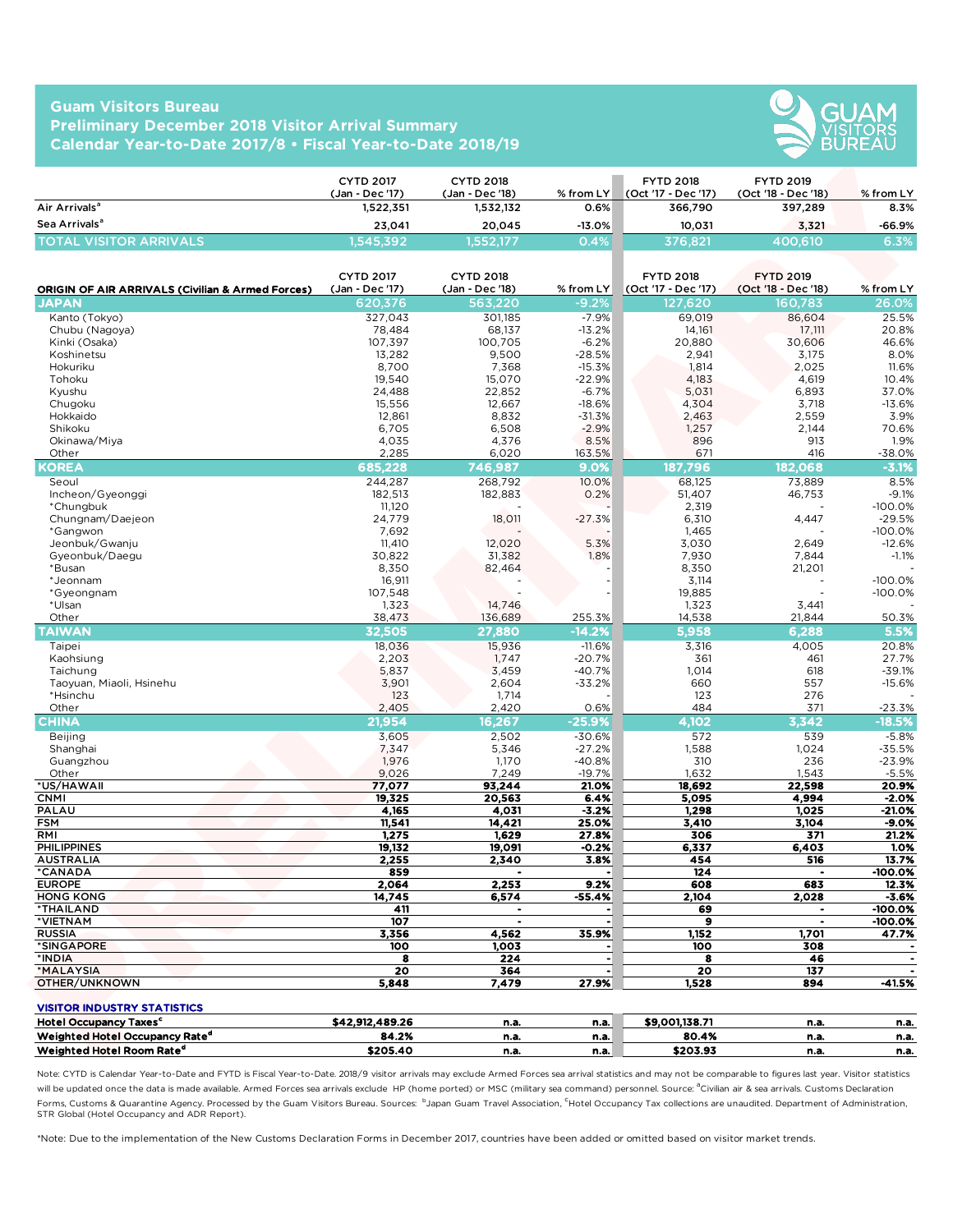# Guam Visitors Bureau
## Preliminary December 2018 Visitor Arrival Summary
## Calendar Year-to-Date 2017/8 • Fiscal Year-to-Date 2018/19

| | CYTD 2017 (Jan - Dec '17) | CYTD 2018 (Jan - Dec '18) | % from LY | FYTD 2018 (Oct '17 - Dec '17) | FYTD 2019 (Oct '18 - Dec '18) | % from LY |
|---|---|---|---|---|---|---|
| Air Arrivals[a] | 1,522,351 | 1,532,132 | 0.6% | 366,790 | 397,289 | 8.3% |
| Sea Arrivals[a] | 23,041 | 20,045 | -13.0% | 10,031 | 3,321 | -66.9% |
| **TOTAL VISITOR ARRIVALS** | **1,545,392** | **1,552,177** | **0.4%** | **376,821** | **400,610** | **6.3%** |

| ORIGIN OF AIR ARRIVALS (Civilian & Armed Forces) | CYTD 2017 (Jan - Dec '17) | CYTD 2018 (Jan - Dec '18) | % from LY | FYTD 2018 (Oct '17 - Dec '17) | FYTD 2019 (Oct '18 - Dec '18) | % from LY |
|---|---|---|---|---|---|---|
| **JAPAN** | **620,376** | **563,220** | **-9.2%** | **127,620** | **160,783** | **26.0%** |
| Kanto (Tokyo) | 327,043 | 301,185 | -7.9% | 69,019 | 86,604 | 25.5% |
| Chubu (Nagoya) | 78,484 | 68,137 | -13.2% | 14,161 | 17,111 | 20.8% |
| Kinki (Osaka) | 107,397 | 100,705 | -6.2% | 20,880 | 30,606 | 46.6% |
| Koshinetsu | 13,282 | 9,500 | -28.5% | 2,941 | 3,175 | 8.0% |
| Hokuriku | 8,700 | 7,368 | -15.3% | 1,814 | 2,025 | 11.6% |
| Tohoku | 19,540 | 15,070 | -22.9% | 4,183 | 4,619 | 10.4% |
| Kyushu | 24,488 | 22,852 | -6.7% | 5,031 | 6,893 | 37.0% |
| Chugoku | 15,556 | 12,667 | -18.6% | 4,304 | 3,718 | -13.6% |
| Hokkaido | 12,861 | 8,832 | -31.3% | 2,463 | 2,559 | 3.9% |
| Shikoku | 6,705 | 6,508 | -2.9% | 1,257 | 2,144 | 70.6% |
| Okinawa/Miya | 4,035 | 4,376 | 8.5% | 896 | 913 | 1.9% |
| Other | 2,285 | 6,020 | 163.5% | 671 | 416 | -38.0% |
| **KOREA** | **685,228** | **746,987** | **9.0%** | **187,796** | **182,068** | **-3.1%** |
| Seoul | 244,287 | 268,792 | 10.0% | 68,125 | 73,889 | 8.5% |
| Incheon/Gyeonggi | 182,513 | 182,883 | 0.2% | 51,407 | 46,753 | -9.1% |
| *Chungbuk | 11,120 | - | - | 2,319 | - | -100.0% |
| Chungnam/Daejeon | 24,779 | 18,011 | -27.3% | 6,310 | 4,447 | -29.5% |
| *Gangwon | 7,692 | - | - | 1,465 | - | -100.0% |
| Jeonbuk/Gwanju | 11,410 | 12,020 | 5.3% | 3,030 | 2,649 | -12.6% |
| Gyeonbuk/Daegu | 30,822 | 31,382 | 1.8% | 7,930 | 7,844 | -1.1% |
| *Busan | 8,350 | 82,464 | - | 8,350 | 21,201 | - |
| *Jeonnam | 16,911 | - | - | 3,114 | - | -100.0% |
| *Gyeongnam | 107,548 | - | - | 19,885 | - | -100.0% |
| *Ulsan | 1,323 | 14,746 | | 1,323 | 3,441 | - |
| Other | 38,473 | 136,689 | 255.3% | 14,538 | 21,844 | 50.3% |
| **TAIWAN** | **32,505** | **27,880** | **-14.2%** | **5,958** | **6,288** | **5.5%** |
| Taipei | 18,036 | 15,936 | -11.6% | 3,316 | 4,005 | 20.8% |
| Kaohsiung | 2,203 | 1,747 | -20.7% | 361 | 461 | 27.7% |
| Taichung | 5,837 | 3,459 | -40.7% | 1,014 | 618 | -39.1% |
| Taoyuan, Miaoli, Hsinehu | 3,901 | 2,604 | -33.2% | 660 | 557 | -15.6% |
| *Hsinchu | 123 | 1,714 | - | 123 | 276 | - |
| Other | 2,405 | 2,420 | 0.6% | 484 | 371 | -23.3% |
| **CHINA** | **21,954** | **16,267** | **-25.9%** | **4,102** | **3,342** | **-18.5%** |
| Beijing | 3,605 | 2,502 | -30.6% | 572 | 539 | -5.8% |
| Shanghai | 7,347 | 5,346 | -27.2% | 1,588 | 1,024 | -35.5% |
| Guangzhou | 1,976 | 1,170 | -40.8% | 310 | 236 | -23.9% |
| Other | 9,026 | 7,249 | -19.7% | 1,632 | 1,543 | -5.5% |
| **\*US/HAWAII** | **77,077** | **93,244** | **21.0%** | **18,692** | **22,598** | **20.9%** |
| **CNMI** | **19,325** | **20,563** | **6.4%** | **5,095** | **4,994** | **-2.0%** |
| **PALAU** | **4,165** | **4,031** | **-3.2%** | **1,298** | **1,025** | **-21.0%** |
| **FSM** | **11,541** | **14,421** | **25.0%** | **3,410** | **3,104** | **-9.0%** |
| **RMI** | **1,275** | **1,629** | **27.8%** | **306** | **371** | **21.2%** |
| **PHILIPPINES** | **19,132** | **19,091** | **-0.2%** | **6,337** | **6,403** | **1.0%** |
| **AUSTRALIA** | **2,255** | **2,340** | **3.8%** | **454** | **516** | **13.7%** |
| **\*CANADA** | **859** | **-** | **-** | **124** | **-** | **-100.0%** |
| **EUROPE** | **2,064** | **2,253** | **9.2%** | **608** | **683** | **12.3%** |
| **HONG KONG** | **14,745** | **6,574** | **-55.4%** | **2,104** | **2,028** | **-3.6%** |
| **\*THAILAND** | **411** | **-** | **-** | **69** | **-** | **-100.0%** |
| **\*VIETNAM** | **107** | **-** | **-** | **9** | **-** | **-100.0%** |
| **RUSSIA** | **3,356** | **4,562** | **35.9%** | **1,152** | **1,701** | **47.7%** |
| **\*SINGAPORE** | **100** | **1,003** | **-** | **100** | **308** | **-** |
| **\*INDIA** | **8** | **224** | **-** | **8** | **46** | **-** |
| **\*MALAYSIA** | **20** | **364** | **-** | **20** | **137** | **-** |
| **OTHER/UNKNOWN** | **5,848** | **7,479** | **27.9%** | **1,528** | **894** | **-41.5%** |

### VISITOR INDUSTRY STATISTICS

| | CYTD 2017 | CYTD 2018 | % from LY | FYTD 2018 | FYTD 2019 | % from LY |
|---|---|---|---|---|---|---|
| Hotel Occupancy Taxes[c] | $42,912,489.26 | n.a. | n.a. | $9,001,138.71 | n.a. | n.a. |
| Weighted Hotel Occupancy Rate[d] | 84.2% | n.a. | n.a. | 80.4% | n.a. | n.a. |
| Weighted Hotel Room Rate[d] | $205.40 | n.a. | n.a. | $203.93 | n.a. | n.a. |

Note: CYTD is Calendar Year-to-Date and FYTD is Fiscal Year-to-Date. 2018/9 visitor arrivals may exclude Armed Forces sea arrival statistics and may not be comparable to figures last year. Visitor statistics will be updated once the data is made available. Armed Forces sea arrivals exclude HP (home ported) or MSC (military sea command) personnel. Source: [a]Civilian air & sea arrivals. Customs Declaration Forms, Customs & Quarantine Agency. Processed by the Guam Visitors Bureau. Sources: [b]Japan Guam Travel Association, [c]Hotel Occupancy Tax collections are unaudited. Department of Administration, STR Global (Hotel Occupancy and ADR Report).

*Note: Due to the implementation of the New Customs Declaration Forms in December 2017, countries have been added or omitted based on visitor market trends.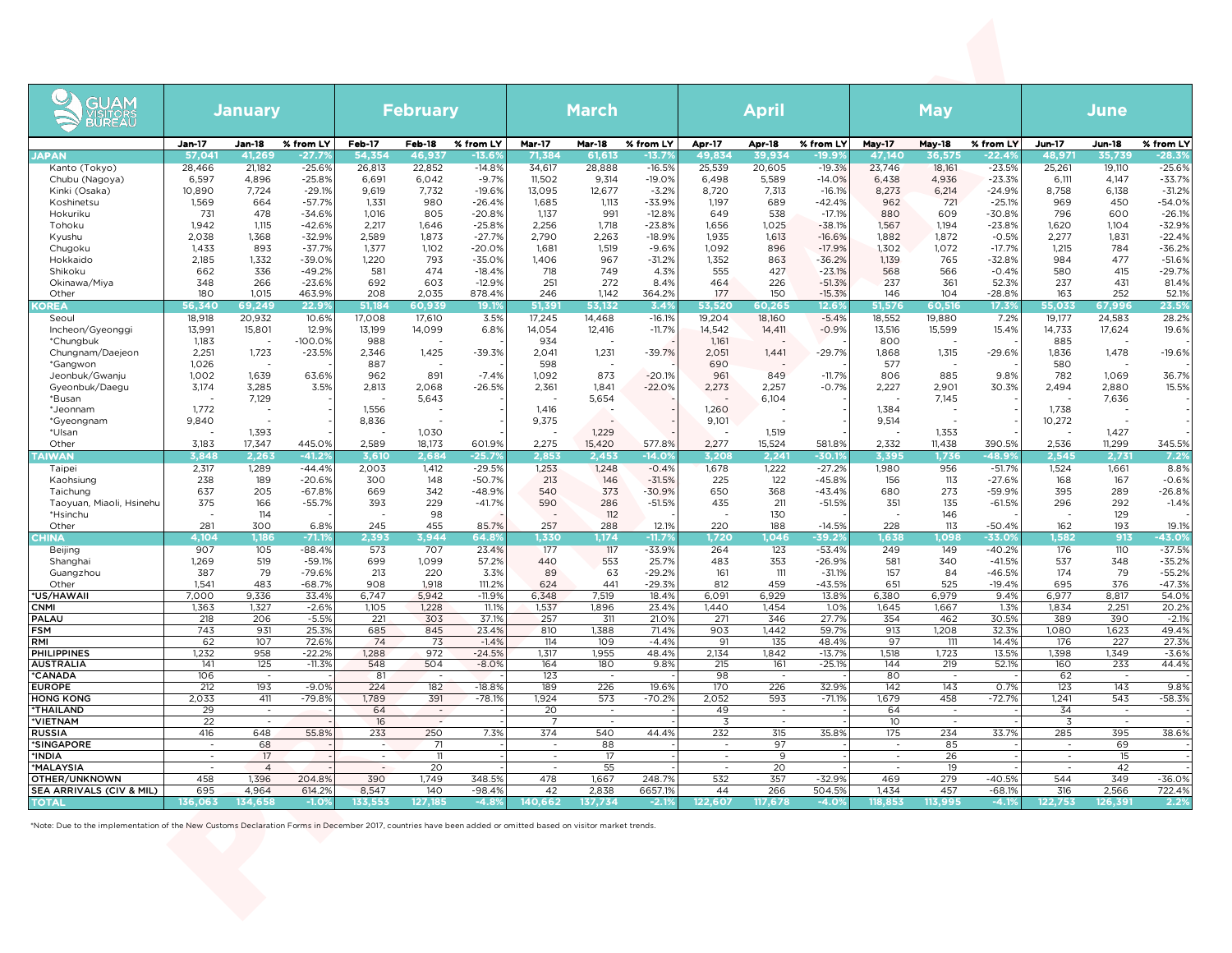| GUAM VISITORS BUREAU | January | | | February | | | March | | | April | | | May | | | June | | |
|---|---|---|---|---|---|---|---|---|---|---|---|---|---|---|---|---|---|---|
| | Jan-17 | Jan-18 | % from LY | Feb-17 | Feb-18 | % from LY | Mar-17 | Mar-18 | % from LY | Apr-17 | Apr-18 | % from LY | May-17 | May-18 | % from LY | Jun-17 | Jun-18 | % from LY |
| **JAPAN** | 57,041 | 41,269 | -27.7% | 54,354 | 46,937 | -13.6% | 71,384 | 61,613 | -13.7% | 49,834 | 39,934 | -19.9% | 47,140 | 36,575 | -22.4% | 48,971 | 35,739 | -28.3% |
| Kanto (Tokyo) | 28,466 | 21,182 | -25.6% | 26,813 | 22,852 | -14.8% | 34,617 | 28,888 | -16.5% | 25,539 | 20,605 | -19.3% | 23,746 | 18,161 | -23.5% | 25,261 | 19,110 | -25.6% |
| Chubu (Nagoya) | 6,597 | 4,896 | -25.8% | 6,691 | 6,042 | -9.7% | 11,502 | 9,314 | -19.0% | 6,498 | 5,589 | -14.0% | 6,438 | 4,936 | -23.3% | 6,111 | 4,147 | -33.7% |
| Kinki (Osaka) | 10,890 | 7,724 | -29.1% | 9,619 | 7,732 | -19.6% | 13,095 | 12,677 | -3.2% | 8,720 | 7,313 | -16.1% | 8,273 | 6,214 | -24.9% | 8,758 | 6,138 | -31.2% |
| Koshinetsu | 1,569 | 664 | -57.7% | 1,331 | 980 | -26.4% | 1,685 | 1,113 | -33.9% | 1,197 | 689 | -42.4% | 962 | 721 | -25.1% | 969 | 450 | -54.0% |
| Hokuriku | 731 | 478 | -34.6% | 1,016 | 805 | -20.8% | 1,137 | 991 | -12.8% | 649 | 538 | -17.1% | 880 | 609 | -30.8% | 796 | 600 | -26.1% |
| Tohoku | 1,942 | 1,115 | -42.6% | 2,217 | 1,646 | -25.8% | 2,256 | 1,718 | -23.8% | 1,656 | 1,025 | -38.1% | 1,567 | 1,194 | -23.8% | 1,620 | 1,104 | -32.9% |
| Kyushu | 2,038 | 1,368 | -32.9% | 2,589 | 1,873 | -27.7% | 2,790 | 2,263 | -18.9% | 1,935 | 1,613 | -16.6% | 1,882 | 1,872 | -0.5% | 2,277 | 1,831 | -22.4% |
| Chugoku | 1,433 | 893 | -37.7% | 1,377 | 1,102 | -20.0% | 1,681 | 1,519 | -9.6% | 1,092 | 896 | -17.9% | 1,302 | 1,072 | -17.7% | 1,215 | 784 | -36.2% |
| Hokkaido | 2,185 | 1,332 | -39.0% | 1,220 | 793 | -35.0% | 1,406 | 967 | -31.2% | 1,352 | 863 | -36.2% | 1,139 | 765 | -32.8% | 984 | 477 | -51.6% |
| Shikoku | 662 | 336 | -49.2% | 581 | 474 | -18.4% | 718 | 749 | 4.3% | 555 | 427 | -23.1% | 568 | 566 | -0.4% | 580 | 415 | -29.7% |
| Okinawa/Miya | 348 | 266 | -23.6% | 692 | 603 | -12.9% | 251 | 272 | 8.4% | 464 | 226 | -51.3% | 237 | 361 | 52.3% | 237 | 431 | 81.4% |
| Other | 180 | 1,015 | 463.9% | 208 | 2,035 | 878.4% | 246 | 1,142 | 364.2% | 177 | 150 | -15.3% | 146 | 104 | -28.8% | 163 | 252 | 52.1% |
| **KOREA** | 56,340 | 69,249 | 22.9% | 51,184 | 60,939 | 19.1% | 51,391 | 53,132 | 3.4% | 53,520 | 60,265 | 12.6% | 51,576 | 60,516 | 17.3% | 55,003 | 67,996 | 23.5% |
| Seoul | 18,918 | 20,932 | 10.6% | 17,008 | 17,610 | 3.5% | 17,245 | 14,468 | -16.1% | 19,204 | 18,160 | -5.4% | 18,552 | 19,880 | 7.2% | 19,177 | 24,583 | 28.2% |
| Incheon/Gyeonggi | 13,991 | 15,801 | 12.9% | 13,199 | 14,099 | 6.8% | 14,054 | 12,416 | -11.7% | 14,542 | 14,411 | -0.9% | 13,516 | 15,599 | 15.4% | 14,733 | 17,624 | 19.6% |
| *Chungbuk | 1,183 | - | -100.0% | 988 | - | - | 934 | - | - | 1,161 | - | - | 800 | - | - | 885 | - | - |
| Chungnam/Daejeon | 2,251 | 1,723 | -23.5% | 2,346 | 1,425 | -39.3% | 2,041 | 1,231 | -39.7% | 2,051 | 1,441 | -29.7% | 1,868 | 1,315 | -29.6% | 1,836 | 1,478 | -19.6% |
| *Gangwon | 1,026 | - | - | 887 | - | - | 598 | - | - | 690 | - | - | 577 | - | - | 580 | - | - |
| Jeonbuk/Gwanju | 1,002 | 1,639 | 63.6% | 962 | 891 | -7.4% | 1,092 | 873 | -20.1% | 961 | 849 | -11.7% | 806 | 885 | 9.8% | 782 | 1,069 | 36.7% |
| Gyeonbuk/Daegu | 3,174 | 3,285 | 3.5% | 2,813 | 2,068 | -26.5% | 2,361 | 1,841 | -22.0% | 2,273 | 2,257 | -0.7% | 2,227 | 2,901 | 30.3% | 2,494 | 2,880 | 15.5% |
| *Busan | - | 7,129 | - | - | 5,643 | - | - | 5,654 | - | - | 6,104 | - | - | 7,145 | - | - | 7,636 | - |
| *Jeonnam | 1,772 | - | - | 1,556 | - | - | 1,416 | - | - | 1,260 | - | - | 1,384 | - | - | 1,738 | - | - |
| *Gyeongnam | 9,840 | - | - | 8,836 | - | - | 9,375 | - | - | 9,101 | - | - | 9,514 | - | - | 10,272 | - | - |
| *Ulsan | - | 1,393 | - | - | 1,030 | - | - | 1,229 | - | - | 1,519 | - | - | 1,353 | - | - | 1,427 | - |
| Other | 3,183 | 17,347 | 445.0% | 2,589 | 18,173 | 601.9% | 2,275 | 15,420 | 577.8% | 2,277 | 15,524 | 581.8% | 2,332 | 11,438 | 390.5% | 2,536 | 11,299 | 345.5% |
| **TAIWAN** | 3,848 | 2,263 | -41.2% | 3,610 | 2,684 | -25.7% | 2,853 | 2,453 | -14.0% | 3,208 | 2,241 | -30.1% | 3,395 | 1,736 | -48.9% | 2,545 | 2,731 | 7.2% |
| Taipei | 2,317 | 1,289 | -44.4% | 2,003 | 1,412 | -29.5% | 1,253 | 1,248 | -0.4% | 1,678 | 1,222 | -27.2% | 1,980 | 956 | -51.7% | 1,524 | 1,661 | 8.8% |
| Kaohsiung | 238 | 189 | -20.6% | 300 | 148 | -50.7% | 213 | 146 | -31.5% | 225 | 122 | -45.8% | 156 | 113 | -27.6% | 168 | 167 | -0.6% |
| Taichung | 637 | 205 | -67.8% | 669 | 342 | -48.9% | 540 | 373 | -30.9% | 650 | 368 | -43.4% | 680 | 273 | -59.9% | 395 | 289 | -26.8% |
| Taoyuan, Miaoli, Hsinehu | 375 | 166 | -55.7% | 393 | 229 | -41.7% | 590 | 286 | -51.5% | 435 | 211 | -51.5% | 351 | 135 | -61.5% | 296 | 292 | -1.4% |
| *Hsinchu | - | 114 | - | - | 98 | - | - | 112 | - | - | 130 | - | - | 146 | - | - | 129 | - |
| Other | 281 | 300 | 6.8% | 245 | 455 | 85.7% | 257 | 288 | 12.1% | 220 | 188 | -14.5% | 228 | 113 | -50.4% | 162 | 193 | 19.1% |
| **CHINA** | 4,104 | 1,186 | -71.1% | 2,393 | 3,944 | 64.8% | 1,330 | 1,174 | -11.7% | 1,720 | 1,046 | -39.2% | 1,638 | 1,098 | -33.0% | 1,582 | 913 | -43.0% |
| Beijing | 907 | 105 | -88.4% | 573 | 707 | 23.4% | 177 | 117 | -33.9% | 264 | 123 | -53.4% | 249 | 149 | -40.2% | 176 | 110 | -37.5% |
| Shanghai | 1,269 | 519 | -59.1% | 699 | 1,099 | 57.2% | 440 | 553 | 25.7% | 483 | 353 | -26.9% | 581 | 340 | -41.5% | 537 | 348 | -35.2% |
| Guangzhou | 387 | 79 | -79.6% | 213 | 220 | 3.3% | 89 | 63 | -29.2% | 161 | 111 | -31.1% | 157 | 84 | -46.5% | 174 | 79 | -55.2% |
| Other | 1,541 | 483 | -68.7% | 908 | 1,918 | 111.2% | 624 | 441 | -29.3% | 812 | 459 | -43.5% | 651 | 525 | -19.4% | 695 | 376 | -47.3% |
| *US/HAWAII | 7,000 | 9,336 | 33.4% | 6,747 | 5,942 | -11.9% | 6,348 | 7,519 | 18.4% | 6,091 | 6,929 | 13.8% | 6,380 | 6,979 | 9.4% | 6,977 | 8,817 | 54.0% |
| **CNMI** | 1,363 | 1,327 | -2.6% | 1,105 | 1,228 | 11.1% | 1,537 | 1,896 | 23.4% | 1,440 | 1,454 | 1.0% | 1,645 | 1,667 | 1.3% | 1,834 | 2,251 | 20.2% |
| **PALAU** | 218 | 206 | -5.5% | 221 | 303 | 37.1% | 257 | 311 | 21.0% | 271 | 346 | 27.7% | 354 | 462 | 30.5% | 389 | 390 | -2.1% |
| **FSM** | 743 | 931 | 25.3% | 685 | 845 | 23.4% | 810 | 1,388 | 71.4% | 903 | 1,442 | 59.7% | 913 | 1,208 | 32.3% | 1,080 | 1,623 | 49.4% |
| **RMI** | 62 | 107 | 72.6% | 74 | 73 | -1.4% | 114 | 109 | -4.4% | 91 | 135 | 48.4% | 97 | 111 | 14.4% | 176 | 227 | 27.3% |
| **PHILIPPINES** | 1,232 | 958 | -22.2% | 1,288 | 972 | -24.5% | 1,317 | 1,955 | 48.4% | 2,134 | 1,842 | -13.7% | 1,518 | 1,723 | 13.5% | 1,398 | 1,349 | -3.6% |
| **AUSTRALIA** | 141 | 125 | -11.3% | 548 | 504 | -8.0% | 164 | 180 | 9.8% | 215 | 161 | -25.1% | 144 | 219 | 52.1% | 160 | 233 | 44.4% |
| ***CANADA** | 106 | - | - | 81 | - | - | 123 | - | - | 98 | - | - | 80 | - | - | 62 | - | - |
| **EUROPE** | 212 | 193 | -9.0% | 224 | 182 | -18.8% | 189 | 226 | 19.6% | 170 | 226 | 32.9% | 142 | 143 | 0.7% | 123 | 143 | 9.8% |
| **HONG KONG** | 2,033 | 411 | -79.8% | 1,789 | 391 | -78.1% | 1,924 | 573 | -70.2% | 2,052 | 593 | -71.1% | 1,679 | 458 | -72.7% | 1,241 | 543 | -58.3% |
| ***THAILAND** | 29 | - | - | 64 | - | - | 20 | - | - | 49 | - | - | 64 | - | - | 34 | - | - |
| ***VIETNAM** | 22 | - | - | 16 | - | - | 7 | - | - | 3 | - | - | 10 | - | - | 3 | - | - |
| **RUSSIA** | 416 | 648 | 55.8% | 233 | 250 | 7.3% | 374 | 540 | 44.4% | 232 | 315 | 35.8% | 175 | 234 | 33.7% | 285 | 395 | 38.6% |
| ***SINGAPORE** | - | 68 | - | - | 71 | - | - | 88 | - | - | 97 | - | - | 85 | - | - | 69 | - |
| ***INDIA** | - | 17 | - | - | 11 | - | - | 17 | - | - | 9 | - | - | 26 | - | - | 15 | - |
| ***MALAYSIA** | - | 4 | - | - | 20 | - | - | 55 | - | - | 20 | - | - | 19 | - | - | 42 | - |
| **OTHER/UNKNOWN** | 458 | 1,396 | 204.8% | 390 | 1,749 | 348.5% | 478 | 1,667 | 248.7% | 532 | 357 | -32.9% | 469 | 279 | -40.5% | 544 | 349 | -36.0% |
| **SEA ARRIVALS (CIV & MIL)** | 695 | 4,964 | 614.2% | 8,547 | 140 | -98.4% | 42 | 2,838 | 6657.1% | 44 | 266 | 504.5% | 1,434 | 457 | -68.1% | 316 | 2,566 | 722.4% |
| **TOTAL** | 136,063 | 134,658 | -1.0% | 133,553 | 127,185 | -4.8% | 140,662 | 137,734 | -2.1% | 122,607 | 117,678 | -4.0% | 118,853 | 113,995 | -4.1% | 122,753 | 126,391 | 2.2% |

*Note: Due to the implementation of the New Customs Declaration Forms in December 2017, countries have been added or omitted based on visitor market trends.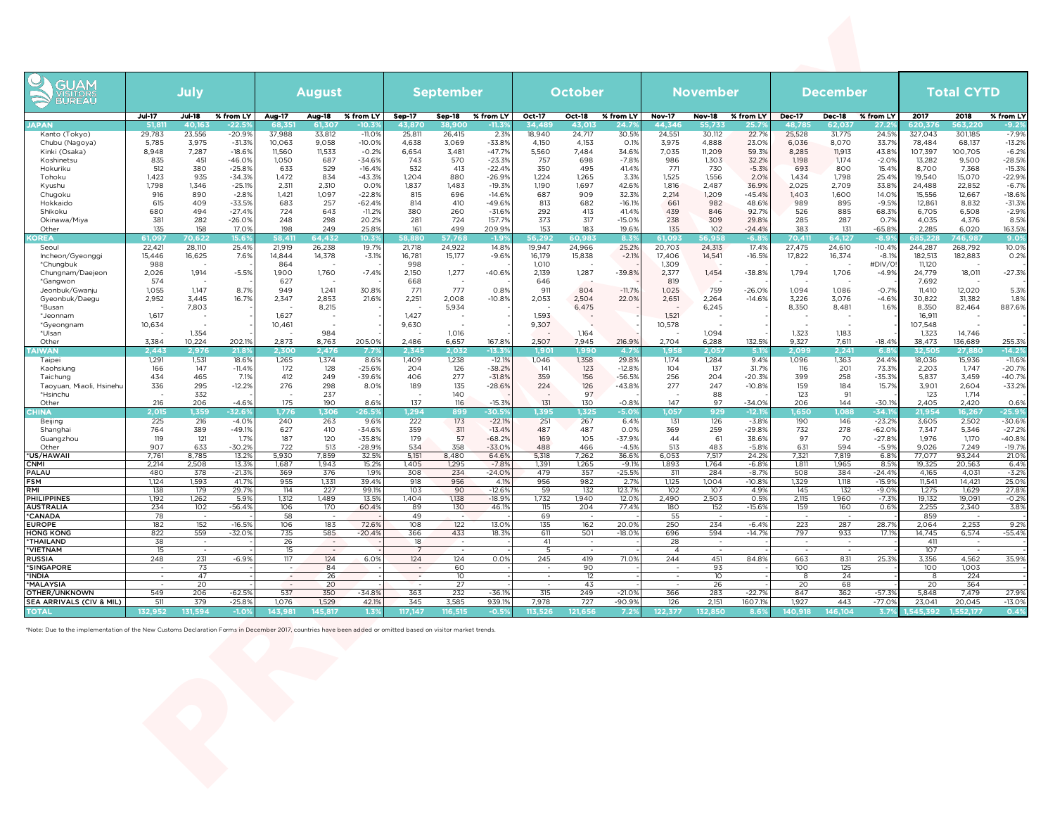| GUAM VISITORS BUREAU | July | | | August | | | September | | | October | | | November | | | December | | | Total CYTD | | |
|---|---|---|---|---|---|---|---|---|---|---|---|---|---|---|---|---|---|---|---|---|---|
| | Jul-17 | Jul-18 | % from LY | Aug-17 | Aug-18 | % from LY | Sep-17 | Sep-18 | % from LY | Oct-17 | Oct-18 | % from LY | Nov-17 | Nov-18 | % from LY | Dec-17 | Dec-18 | % from LY | 2017 | 2018 | % from LY |
| **JAPAN** | 51,811 | 40,163 | -22.5% | 68,351 | 61,307 | -10.3% | 43,870 | 38,900 | -11.3% | 34,489 | 43,013 | 24.7% | 44,346 | 55,733 | 25.7% | 48,785 | 62,037 | 27.2% | 620,376 | 563,220 | -9.2% |
| Kanto (Tokyo) | 29,783 | 23,556 | -20.9% | 37,988 | 33,812 | -11.0% | 25,811 | 26,415 | 2.3% | 18,940 | 24,717 | 30.5% | 24,551 | 30,112 | 22.7% | 25,528 | 31,775 | 24.5% | 327,043 | 301,185 | -7.9% |
| Chubu (Nagoya) | 5,785 | 3,975 | -31.3% | 10,063 | 9,058 | -10.0% | 4,638 | 3,069 | -33.8% | 4,150 | 4,153 | 0.1% | 3,975 | 4,888 | 23.0% | 6,036 | 8,070 | 33.7% | 78,484 | 68,137 | -13.2% |
| Kinki (Osaka) | 8,948 | 7,287 | -18.6% | 11,560 | 11,533 | -0.2% | 6,654 | 3,481 | -47.7% | 5,560 | 7,484 | 34.6% | 7,035 | 11,209 | 59.3% | 8,285 | 11,913 | 43.8% | 107,397 | 100,705 | -6.2% |
| Koshinetsu | 835 | 451 | -46.0% | 1,050 | 687 | -34.6% | 743 | 570 | -23.3% | 757 | 698 | -7.8% | 986 | 1,303 | 32.2% | 1,198 | 1,174 | -2.0% | 13,282 | 9,500 | -28.5% |
| Hokuriku | 512 | 380 | -25.8% | 633 | 529 | -16.4% | 532 | 413 | -22.4% | 350 | 495 | 41.4% | 771 | 730 | -5.3% | 693 | 800 | 15.4% | 8,700 | 7,368 | -15.3% |
| Tohoku | 1,423 | 935 | -34.3% | 1,472 | 834 | -43.3% | 1,204 | 880 | -26.9% | 1,224 | 1,265 | 3.3% | 1,525 | 1,556 | 2.0% | 1,434 | 1,798 | 25.4% | 19,540 | 15,070 | -22.9% |
| Kyushu | 1,798 | 1,346 | -25.1% | 2,311 | 2,310 | 0.0% | 1,837 | 1,483 | -19.3% | 1,190 | 1,697 | 42.6% | 1,816 | 2,487 | 36.9% | 2,025 | 2,709 | 33.8% | 24,488 | 22,852 | -6.7% |
| Chugoku | 916 | 890 | -2.8% | 1,421 | 1,097 | -22.8% | 815 | 696 | -14.6% | 687 | 909 | 32.3% | 2,214 | 1,209 | -45.4% | 1,403 | 1,600 | 14.0% | 15,556 | 12,667 | -18.6% |
| Hokkaido | 615 | 409 | -33.5% | 683 | 257 | -62.4% | 814 | 410 | -49.6% | 813 | 682 | -16.1% | 661 | 982 | 48.6% | 989 | 895 | -9.5% | 12,861 | 8,832 | -31.3% |
| Shikoku | 680 | 494 | -27.4% | 724 | 643 | -11.2% | 380 | 260 | -31.6% | 292 | 413 | 41.4% | 439 | 846 | 92.7% | 526 | 885 | 68.3% | 6,705 | 6,508 | -2.9% |
| Okinawa/Miya | 381 | 282 | -26.0% | 248 | 298 | 20.2% | 281 | 724 | 157.7% | 373 | 317 | -15.0% | 238 | 309 | 29.8% | 285 | 287 | 0.7% | 4,035 | 4,376 | 8.5% |
| Other | 135 | 158 | 17.0% | 198 | 249 | 25.8% | 161 | 499 | 209.9% | 153 | 183 | 19.6% | 135 | 102 | -24.4% | 383 | 131 | -65.8% | 2,285 | 6,020 | 163.5% |
| **KOREA** | 61,097 | 70,622 | 15.6% | 58,411 | 64,432 | 10.3% | 58,880 | 57,768 | -1.9% | 56,292 | 60,983 | 8.3% | 61,093 | 56,958 | -6.8% | 70,411 | 64,127 | -8.9% | 685,228 | 746,987 | 9.0% |
| Seoul | 22,421 | 28,110 | 25.4% | 21,919 | 26,238 | 19.7% | 21,718 | 24,922 | 14.8% | 19,947 | 24,966 | 25.2% | 20,703 | 24,313 | 17.4% | 27,475 | 24,610 | -10.4% | 244,287 | 268,792 | 10.0% |
| Incheon/Gyeonggi | 15,446 | 16,625 | 7.6% | 14,844 | 14,378 | -3.1% | 16,781 | 15,177 | -9.6% | 16,179 | 15,838 | -2.1% | 17,406 | 14,541 | -16.5% | 17,822 | 16,374 | -8.1% | 182,513 | 182,883 | 0.2% |
| *Chungbuk | 988 | - | | 864 | - | | 998 | - | | 1,010 | - | | 1,309 | - | | - | - | #DIV/0! | 11,120 | - | |
| Chungnam/Daejeon | 2,026 | 1,914 | -5.5% | 1,900 | 1,760 | -7.4% | 2,150 | 1,277 | -40.6% | 2,139 | 1,287 | -39.8% | 2,377 | 1,454 | -38.8% | 1,794 | 1,706 | -4.9% | 24,779 | 18,011 | -27.3% |
| *Gangwon | 574 | - | | 627 | - | | 668 | - | | 646 | - | | 819 | - | | | | | 7,692 | - | |
| Jeonbuk/Gwanju | 1,055 | 1,147 | 8.7% | 949 | 1,241 | 30.8% | 771 | 777 | 0.8% | 911 | 804 | -11.7% | 1,025 | 759 | -26.0% | 1,094 | 1,086 | -0.7% | 11,410 | 12,020 | 5.3% |
| Gyeonbuk/Daegu | 2,952 | 3,445 | 16.7% | 2,347 | 2,853 | 21.6% | 2,251 | 2,008 | -10.8% | 2,053 | 2,504 | 22.0% | 2,651 | 2,264 | -14.6% | 3,226 | 3,076 | -4.6% | 30,822 | 31,382 | 1.8% |
| *Busan | - | 7,803 | | - | 8,215 | | - | 5,934 | | - | 6,475 | | - | 6,245 | | 8,350 | 8,481 | 1.6% | 8,350 | 82,464 | 887.6% |
| *Jeonnam | 1,617 | - | | 1,627 | - | | 1,427 | - | | 1,593 | - | | 1,521 | - | | - | - | | 16,911 | - | |
| *Gyeongnam | 10,634 | - | | 10,461 | - | | 9,630 | - | | 9,307 | - | | 10,578 | - | | - | - | | 107,548 | - | |
| *Ulsan | - | 1,354 | | - | 984 | | - | 1,016 | | - | 1,164 | | - | 1,094 | | 1,323 | 1,183 | | 1,323 | 14,746 | |
| Other | 3,384 | 10,224 | 202.1% | 2,873 | 8,763 | 205.0% | 2,486 | 6,657 | 167.8% | 2,507 | 7,945 | 216.9% | 2,704 | 6,288 | 132.5% | 9,327 | 7,611 | -18.4% | 38,473 | 136,689 | 255.3% |
| **TAIWAN** | 2,443 | 2,976 | 21.8% | 2,300 | 2,476 | 7.7% | 2,345 | 2,032 | -13.3% | 1,901 | 1,990 | 4.7% | 1,958 | 2,057 | 5.1% | 2,099 | 2,241 | 6.8% | 32,505 | 27,880 | -14.2% |
| Taipei | 1,291 | 1,531 | 18.6% | 1,265 | 1,374 | 8.6% | 1,409 | 1,238 | -12.1% | 1,046 | 1,358 | 29.8% | 1,174 | 1,284 | 9.4% | 1,096 | 1,363 | 24.4% | 18,036 | 15,936 | -11.6% |
| Kaohsiung | 166 | 147 | -11.4% | 172 | 128 | -25.6% | 204 | 126 | -38.2% | 141 | 123 | -12.8% | 104 | 137 | 31.7% | 116 | 201 | 73.3% | 2,203 | 1,747 | -20.7% |
| Taichung | 434 | 465 | 7.1% | 412 | 249 | -39.6% | 406 | 277 | -31.8% | 359 | 156 | -56.5% | 256 | 204 | -20.3% | 399 | 258 | -35.3% | 5,837 | 3,459 | -40.7% |
| Taoyuan, Miaoli, Hsinehu | 336 | 295 | -12.2% | 276 | 298 | 8.0% | 189 | 135 | -28.6% | 224 | 126 | -43.8% | 277 | 247 | -10.8% | 159 | 184 | 15.7% | 3,901 | 2,604 | -33.2% |
| *Hsinchu | - | 332 | | - | 237 | | - | 140 | | - | 97 | | - | 88 | | 123 | 91 | | 123 | 1,714 | |
| Other | 216 | 206 | -4.6% | 175 | 190 | 8.6% | 137 | 116 | -15.3% | 131 | 130 | -0.8% | 147 | 97 | -34.0% | 206 | 144 | -30.1% | 2,405 | 2,420 | 0.6% |
| **CHINA** | 2,015 | 1,359 | -32.6% | 1,776 | 1,306 | -26.5% | 1,294 | 899 | -30.5% | 1,395 | 1,325 | -5.0% | 1,057 | 929 | -12.1% | 1,650 | 1,088 | -34.1% | 21,954 | 16,267 | -25.9% |
| Beijing | 225 | 216 | -4.0% | 240 | 263 | 9.6% | 222 | 173 | -22.1% | 251 | 267 | 6.4% | 131 | 126 | -3.8% | 190 | 146 | -23.2% | 3,605 | 2,502 | -30.6% |
| Shanghai | 764 | 389 | -49.1% | 627 | 410 | -34.6% | 359 | 311 | -13.4% | 487 | 487 | 0.0% | 369 | 259 | -29.8% | 732 | 278 | -62.0% | 7,347 | 5,346 | -27.2% |
| Guangzhou | 119 | 121 | 1.7% | 187 | 120 | -35.8% | 179 | 57 | -68.2% | 169 | 105 | -37.9% | 44 | 61 | 38.6% | 97 | 70 | -27.8% | 1,976 | 1,170 | -40.8% |
| Other | 907 | 633 | -30.2% | 722 | 513 | -28.9% | 534 | 358 | -33.0% | 488 | 466 | -4.5% | 513 | 483 | -5.8% | 631 | 594 | -5.9% | 9,026 | 7,249 | -19.7% |
| *US/HAWAII | 7,761 | 8,785 | 13.2% | 5,930 | 7,859 | 32.5% | 5,151 | 8,480 | 64.6% | 5,318 | 7,262 | 36.6% | 6,053 | 7,517 | 24.2% | 7,321 | 7,819 | 6.8% | 77,077 | 93,244 | 21.0% |
| **CNMI** | 2,214 | 2,508 | 13.3% | 1,687 | 1,943 | 15.2% | 1,405 | 1,295 | -7.8% | 1,391 | 1,265 | -9.1% | 1,893 | 1,764 | -6.8% | 1,811 | 1,965 | 8.5% | 19,325 | 20,563 | 6.4% |
| **PALAU** | 480 | 378 | -21.3% | 369 | 376 | 1.9% | 308 | 234 | -24.0% | 479 | 357 | -25.5% | 311 | 284 | -8.7% | 508 | 384 | -24.4% | 4,165 | 4,031 | -3.2% |
| **FSM** | 1,124 | 1,593 | 41.7% | 955 | 1,331 | 39.4% | 918 | 956 | 4.1% | 956 | 982 | 2.7% | 1,125 | 1,004 | -10.8% | 1,329 | 1,118 | -15.9% | 11,541 | 14,421 | 25.0% |
| **RMI** | 138 | 179 | 29.7% | 114 | 227 | 99.1% | 103 | 90 | -12.6% | 59 | 132 | 123.7% | 102 | 107 | 4.9% | 145 | 132 | -9.0% | 1,275 | 1,629 | 27.8% |
| **PHILIPPINES** | 1,192 | 1,262 | 5.9% | 1,312 | 1,489 | 13.5% | 1,404 | 1,138 | -18.9% | 1,732 | 1,940 | 12.0% | 2,490 | 2,503 | 0.5% | 2,115 | 1,960 | -7.3% | 19,132 | 19,091 | -0.2% |
| **AUSTRALIA** | 234 | 102 | -56.4% | 106 | 170 | 60.4% | 89 | 130 | 46.1% | 115 | 204 | 77.4% | 180 | 152 | -15.6% | 159 | 160 | 0.6% | 2,255 | 2,340 | 3.8% |
| ***CANADA** | 78 | - | | 58 | - | | 49 | - | | 69 | - | | 55 | - | | - | - | | 859 | - | |
| **EUROPE** | 182 | 152 | -16.5% | 106 | 183 | 72.6% | 108 | 122 | 13.0% | 135 | 162 | 20.0% | 250 | 234 | -6.4% | 223 | 287 | 28.7% | 2,064 | 2,253 | 9.2% |
| **HONG KONG** | 822 | 559 | -32.0% | 735 | 585 | -20.4% | 366 | 433 | 18.3% | 611 | 501 | -18.0% | 696 | 594 | -14.7% | 797 | 933 | 17.1% | 14,745 | 6,574 | -55.4% |
| ***THAILAND** | 38 | - | | 26 | - | | 18 | - | | 41 | - | | 28 | - | | - | - | | 411 | - | |
| ***VIETNAM** | 15 | - | | 15 | - | | 7 | - | | 5 | - | | 4 | - | | - | - | | 107 | - | |
| **RUSSIA** | 248 | 231 | -6.9% | 117 | 124 | 6.0% | 124 | 124 | 0.0% | 245 | 419 | 71.0% | 244 | 451 | 84.8% | 663 | 831 | 25.3% | 3,356 | 4,562 | 35.9% |
| ***SINGAPORE** | - | 73 | | - | 84 | | - | 60 | | - | 90 | | - | 93 | | 100 | 125 | | 100 | 1,003 | |
| ***INDIA** | - | 47 | | - | 26 | | - | 10 | | - | 12 | | - | 10 | | 8 | 24 | | 8 | 224 | |
| ***MALAYSIA** | - | 20 | | - | 20 | | - | 27 | | - | 43 | | - | 26 | | 20 | 68 | | 20 | 364 | |
| **OTHER/UNKNOWN** | 549 | 206 | -62.5% | 537 | 350 | -34.8% | 363 | 232 | -36.1% | 315 | 249 | -21.0% | 366 | 283 | -22.7% | 847 | 362 | -57.3% | 5,848 | 7,479 | 27.9% |
| **SEA ARRIVALS (CIV & MIL)** | 511 | 379 | -25.8% | 1,076 | 1,529 | 42.1% | 345 | 3,585 | 939.1% | 7,978 | 727 | -90.9% | 126 | 2,151 | 1607.1% | 1,927 | 443 | -77.0% | 23,041 | 20,045 | -13.0% |
| **TOTAL** | 132,952 | 131,594 | -1.0% | 143,981 | 145,817 | 1.3% | 117,147 | 116,515 | -0.5% | 113,526 | 121,656 | 7.2% | 122,377 | 132,850 | 8.6% | 140,918 | 146,104 | 3.7% | 1,545,392 | 1,552,177 | 0.4% |

*Note: Due to the implementation of the New Customs Declaration Forms in December 2017, countries have been added or omitted based on visitor market trends.